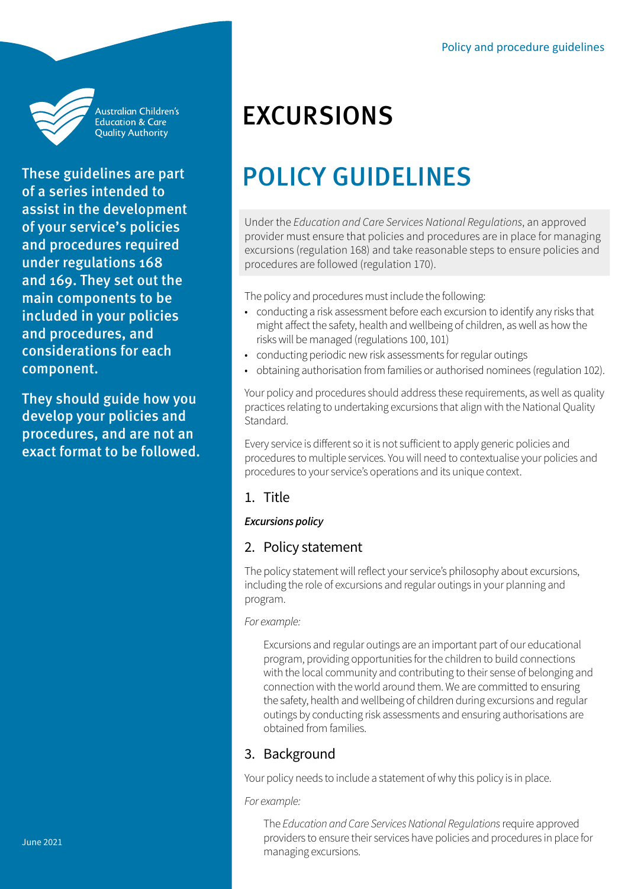Australian Children's Education & Care Quality Authority

**These guidelines are part of a series intended to assist in the development of your service's policies and procedures required under regulations 168 and 169. They set out the main components to be included in your policies and procedures, and considerations for each component.**

**They should guide how you develop your policies and procedures, and are not an exact format to be followed.**

June 2021

# EXCURSIONS

# POLICY GUIDELINES

Under the *Education and Care Services National Regulations*, an approved provider must ensure that policies and procedures are in place for managing excursions (regulation 168) and take reasonable steps to ensure policies and procedures are followed (regulation 170).

The policy and procedures must include the following:

- conducting a risk assessment before each excursion to identify any risks that might affect the safety, health and wellbeing of children, as well as how the risks will be managed (regulations 100, 101)
- conducting periodic new risk assessments for regular outings
- obtaining authorisation from families or authorised nominees (regulation 102).

Your policy and procedures should address these requirements, as well as quality practices relating to undertaking excursions that align with the National Quality Standard.

Every service is different so it is not sufficient to apply generic policies and procedures to multiple services. You will need to contextualise your policies and procedures to your service's operations and its unique context.

## 1. Title

***Excursions policy***

## 2. Policy statement

The policy statement will reflect your service's philosophy about excursions, including the role of excursions and regular outings in your planning and program.

*For example:*

> Excursions and regular outings are an important part of our educational program, providing opportunities for the children to build connections with the local community and contributing to their sense of belonging and connection with the world around them. We are committed to ensuring the safety, health and wellbeing of children during excursions and regular outings by conducting risk assessments and ensuring authorisations are obtained from families.

## 3. Background

Your policy needs to include a statement of why this policy is in place.

*For example:*

> The *Education and Care Services National Regulations* require approved providers to ensure their services have policies and procedures in place for managing excursions.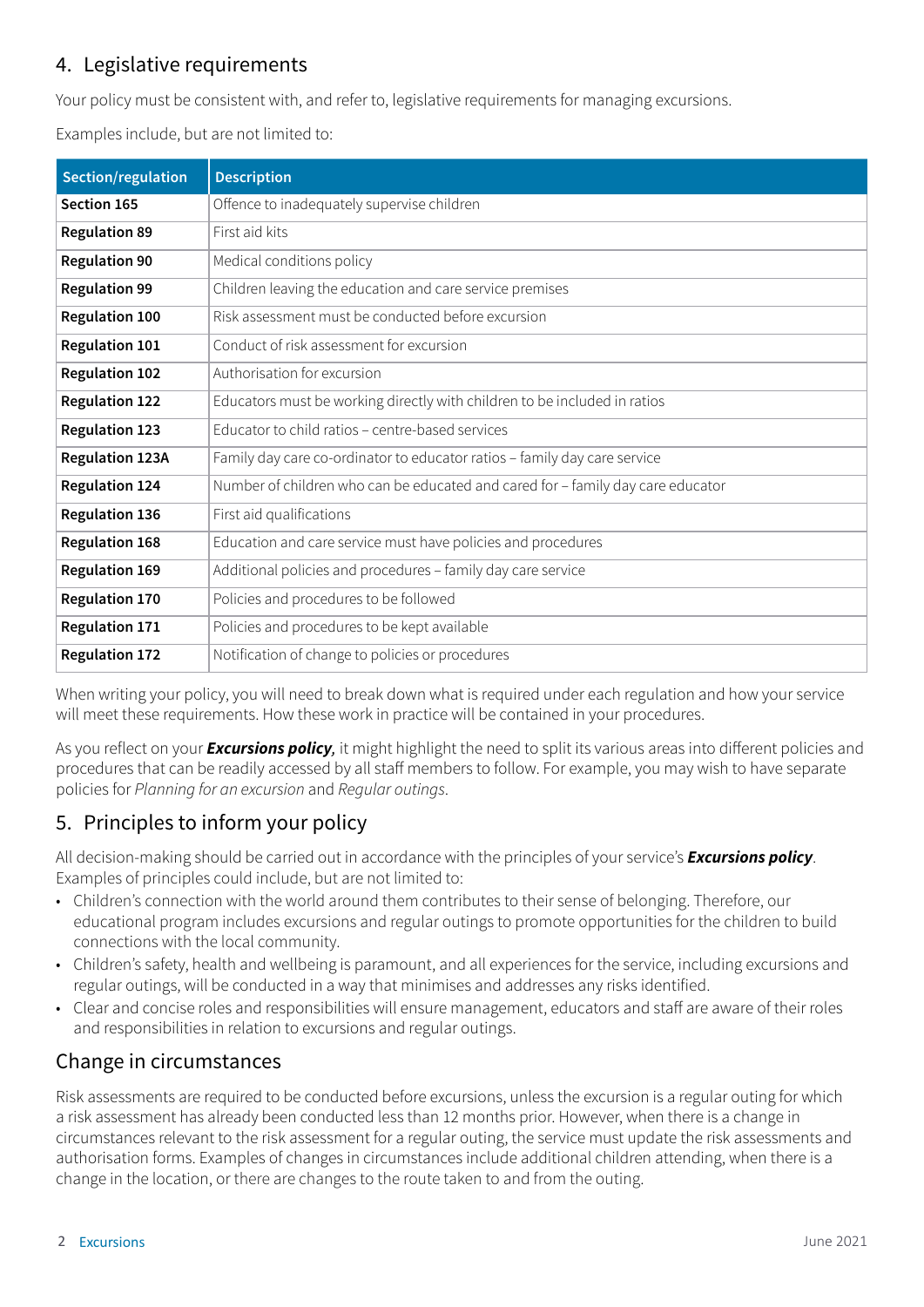## 4. Legislative requirements

Your policy must be consistent with, and refer to, legislative requirements for managing excursions.

Examples include, but are not limited to:

| Section/regulation | Description |
|---|---|
| **Section 165** | Offence to inadequately supervise children |
| **Regulation 89** | First aid kits |
| **Regulation 90** | Medical conditions policy |
| **Regulation 99** | Children leaving the education and care service premises |
| **Regulation 100** | Risk assessment must be conducted before excursion |
| **Regulation 101** | Conduct of risk assessment for excursion |
| **Regulation 102** | Authorisation for excursion |
| **Regulation 122** | Educators must be working directly with children to be included in ratios |
| **Regulation 123** | Educator to child ratios – centre-based services |
| **Regulation 123A** | Family day care co-ordinator to educator ratios – family day care service |
| **Regulation 124** | Number of children who can be educated and cared for – family day care educator |
| **Regulation 136** | First aid qualifications |
| **Regulation 168** | Education and care service must have policies and procedures |
| **Regulation 169** | Additional policies and procedures – family day care service |
| **Regulation 170** | Policies and procedures to be followed |
| **Regulation 171** | Policies and procedures to be kept available |
| **Regulation 172** | Notification of change to policies or procedures |

When writing your policy, you will need to break down what is required under each regulation and how your service will meet these requirements. How these work in practice will be contained in your procedures.

As you reflect on your ***Excursions policy,*** it might highlight the need to split its various areas into different policies and procedures that can be readily accessed by all staff members to follow. For example, you may wish to have separate policies for *Planning for an excursion* and *Regular outings*.

## 5. Principles to inform your policy

All decision-making should be carried out in accordance with the principles of your service's ***Excursions policy***. Examples of principles could include, but are not limited to:

- Children's connection with the world around them contributes to their sense of belonging. Therefore, our educational program includes excursions and regular outings to promote opportunities for the children to build connections with the local community.
- Children's safety, health and wellbeing is paramount, and all experiences for the service, including excursions and regular outings, will be conducted in a way that minimises and addresses any risks identified.
- Clear and concise roles and responsibilities will ensure management, educators and staff are aware of their roles and responsibilities in relation to excursions and regular outings.

## Change in circumstances

Risk assessments are required to be conducted before excursions, unless the excursion is a regular outing for which a risk assessment has already been conducted less than 12 months prior. However, when there is a change in circumstances relevant to the risk assessment for a regular outing, the service must update the risk assessments and authorisation forms. Examples of changes in circumstances include additional children attending, when there is a change in the location, or there are changes to the route taken to and from the outing.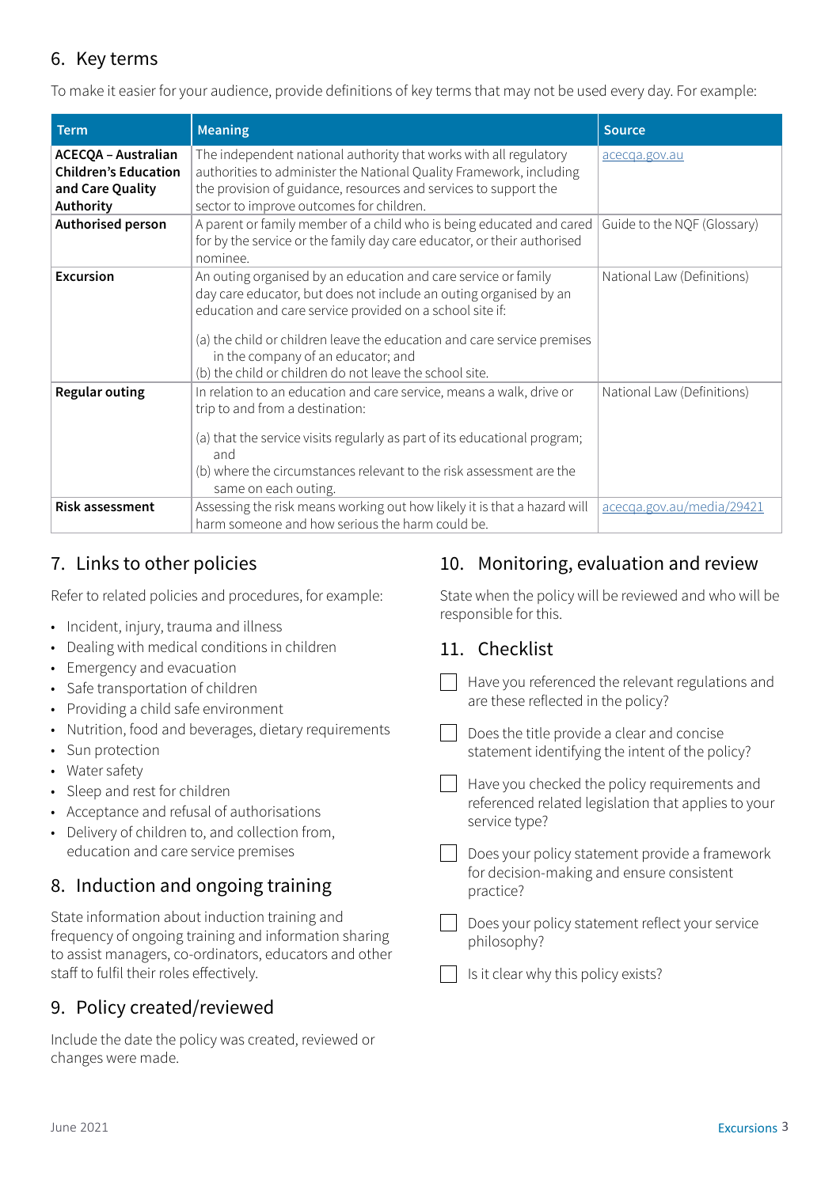## 6. Key terms

To make it easier for your audience, provide definitions of key terms that may not be used every day. For example:

| Term | Meaning | Source |
|---|---|---|
| **ACECQA – Australian Children's Education and Care Quality Authority** | The independent national authority that works with all regulatory authorities to administer the National Quality Framework, including the provision of guidance, resources and services to support the sector to improve outcomes for children. | acecqa.gov.au |
| **Authorised person** | A parent or family member of a child who is being educated and cared for by the service or the family day care educator, or their authorised nominee. | Guide to the NQF (Glossary) |
| **Excursion** | An outing organised by an education and care service or family day care educator, but does not include an outing organised by an education and care service provided on a school site if: (a) the child or children leave the education and care service premises in the company of an educator; and (b) the child or children do not leave the school site. | National Law (Definitions) |
| **Regular outing** | In relation to an education and care service, means a walk, drive or trip to and from a destination: (a) that the service visits regularly as part of its educational program; and (b) where the circumstances relevant to the risk assessment are the same on each outing. | National Law (Definitions) |
| **Risk assessment** | Assessing the risk means working out how likely it is that a hazard will harm someone and how serious the harm could be. | acecqa.gov.au/media/29421 |

## 7. Links to other policies

Refer to related policies and procedures, for example:

- Incident, injury, trauma and illness
- Dealing with medical conditions in children
- Emergency and evacuation
- Safe transportation of children
- Providing a child safe environment
- Nutrition, food and beverages, dietary requirements
- Sun protection
- Water safety
- Sleep and rest for children
- Acceptance and refusal of authorisations
- Delivery of children to, and collection from, education and care service premises

## 8. Induction and ongoing training

State information about induction training and frequency of ongoing training and information sharing to assist managers, co-ordinators, educators and other staff to fulfil their roles effectively.

## 9. Policy created/reviewed

Include the date the policy was created, reviewed or changes were made.

## 10. Monitoring, evaluation and review

State when the policy will be reviewed and who will be responsible for this.

## 11. Checklist

- [ ] Have you referenced the relevant regulations and are these reflected in the policy?
- [ ] Does the title provide a clear and concise statement identifying the intent of the policy?
- [ ] Have you checked the policy requirements and referenced related legislation that applies to your service type?
- [ ] Does your policy statement provide a framework for decision-making and ensure consistent practice?
- [ ] Does your policy statement reflect your service philosophy?
- [ ] Is it clear why this policy exists?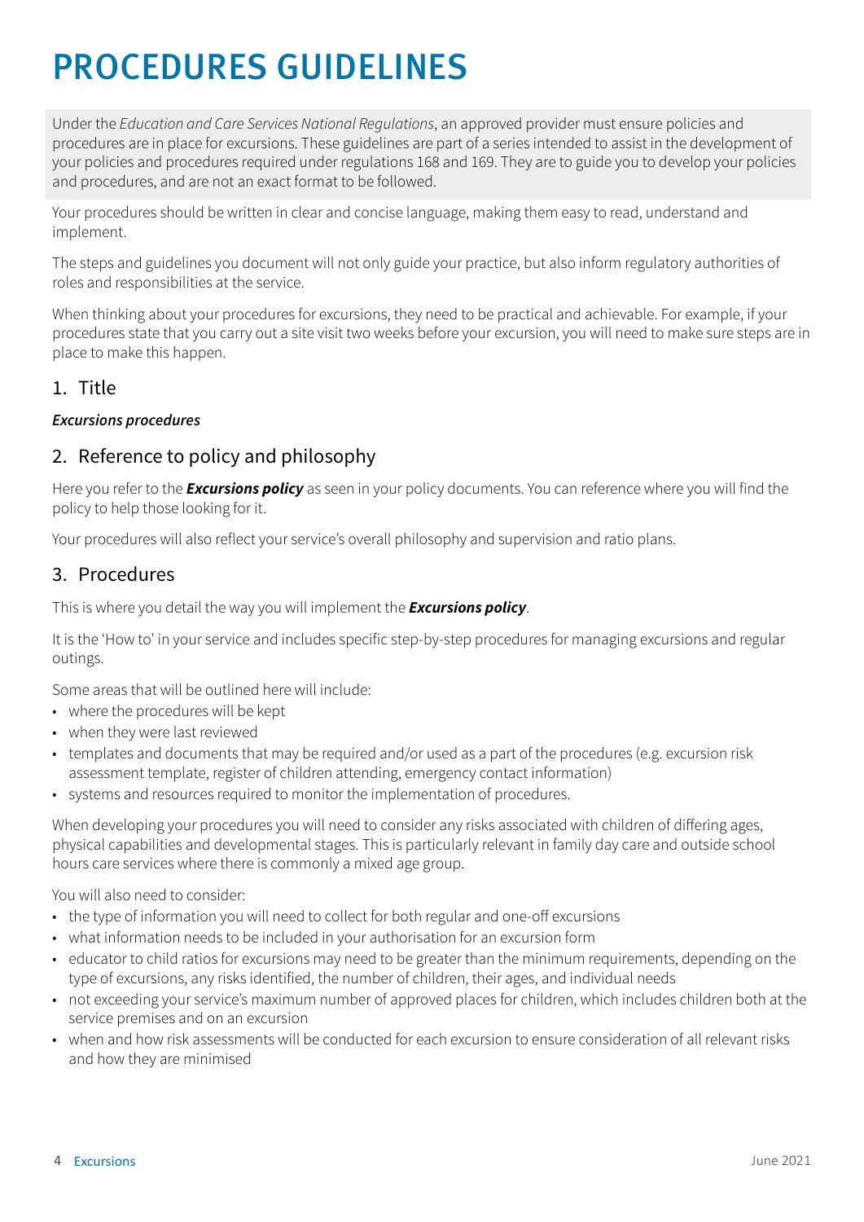# PROCEDURES GUIDELINES

Under the *Education and Care Services National Regulations*, an approved provider must ensure policies and procedures are in place for excursions. These guidelines are part of a series intended to assist in the development of your policies and procedures required under regulations 168 and 169. They are to guide you to develop your policies and procedures, and are not an exact format to be followed.

Your procedures should be written in clear and concise language, making them easy to read, understand and implement.

The steps and guidelines you document will not only guide your practice, but also inform regulatory authorities of roles and responsibilities at the service.

When thinking about your procedures for excursions, they need to be practical and achievable. For example, if your procedures state that you carry out a site visit two weeks before your excursion, you will need to make sure steps are in place to make this happen.

## 1. Title

***Excursions procedures***

## 2. Reference to policy and philosophy

Here you refer to the ***Excursions policy*** as seen in your policy documents. You can reference where you will find the policy to help those looking for it.

Your procedures will also reflect your service's overall philosophy and supervision and ratio plans.

## 3. Procedures

This is where you detail the way you will implement the ***Excursions policy***.

It is the 'How to' in your service and includes specific step-by-step procedures for managing excursions and regular outings.

Some areas that will be outlined here will include:

- where the procedures will be kept
- when they were last reviewed
- templates and documents that may be required and/or used as a part of the procedures (e.g. excursion risk assessment template, register of children attending, emergency contact information)
- systems and resources required to monitor the implementation of procedures.

When developing your procedures you will need to consider any risks associated with children of differing ages, physical capabilities and developmental stages. This is particularly relevant in family day care and outside school hours care services where there is commonly a mixed age group.

You will also need to consider:

- the type of information you will need to collect for both regular and one-off excursions
- what information needs to be included in your authorisation for an excursion form
- educator to child ratios for excursions may need to be greater than the minimum requirements, depending on the type of excursions, any risks identified, the number of children, their ages, and individual needs
- not exceeding your service's maximum number of approved places for children, which includes children both at the service premises and on an excursion
- when and how risk assessments will be conducted for each excursion to ensure consideration of all relevant risks and how they are minimised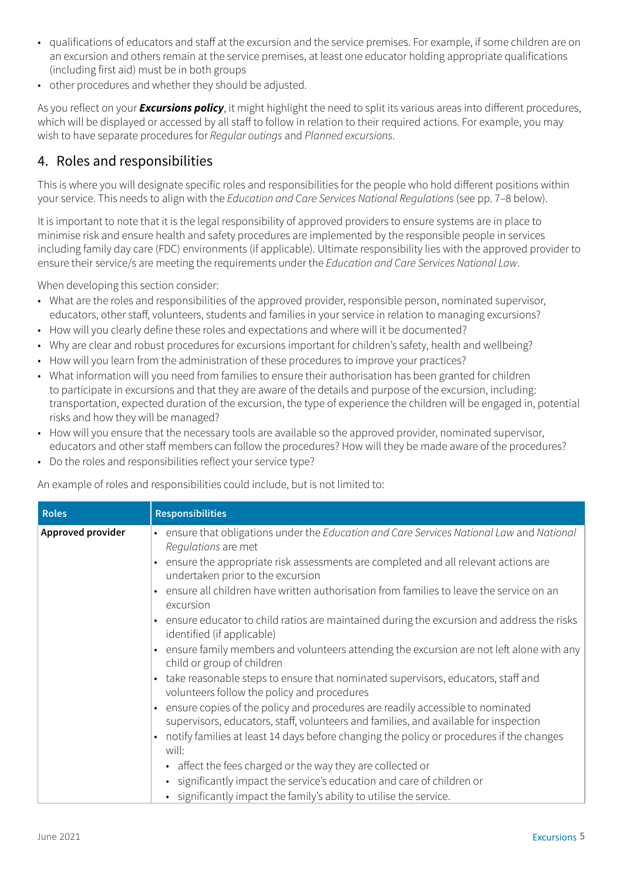- qualifications of educators and staff at the excursion and the service premises. For example, if some children are on an excursion and others remain at the service premises, at least one educator holding appropriate qualifications (including first aid) must be in both groups
- other procedures and whether they should be adjusted.

As you reflect on your ***Excursions policy***, it might highlight the need to split its various areas into different procedures, which will be displayed or accessed by all staff to follow in relation to their required actions. For example, you may wish to have separate procedures for *Regular outings* and *Planned excursions*.

## 4. Roles and responsibilities

This is where you will designate specific roles and responsibilities for the people who hold different positions within your service. This needs to align with the *Education and Care Services National Regulations* (see pp. 7–8 below).

It is important to note that it is the legal responsibility of approved providers to ensure systems are in place to minimise risk and ensure health and safety procedures are implemented by the responsible people in services including family day care (FDC) environments (if applicable). Ultimate responsibility lies with the approved provider to ensure their service/s are meeting the requirements under the *Education and Care Services National Law*.

When developing this section consider:

- What are the roles and responsibilities of the approved provider, responsible person, nominated supervisor, educators, other staff, volunteers, students and families in your service in relation to managing excursions?
- How will you clearly define these roles and expectations and where will it be documented?
- Why are clear and robust procedures for excursions important for children's safety, health and wellbeing?
- How will you learn from the administration of these procedures to improve your practices?
- What information will you need from families to ensure their authorisation has been granted for children to participate in excursions and that they are aware of the details and purpose of the excursion, including: transportation, expected duration of the excursion, the type of experience the children will be engaged in, potential risks and how they will be managed?
- How will you ensure that the necessary tools are available so the approved provider, nominated supervisor, educators and other staff members can follow the procedures? How will they be made aware of the procedures?
- Do the roles and responsibilities reflect your service type?

An example of roles and responsibilities could include, but is not limited to:

| Roles | Responsibilities |
|---|---|
| **Approved provider** | • ensure that obligations under the *Education and Care Services National Law* and *National Regulations* are met<br>• ensure the appropriate risk assessments are completed and all relevant actions are undertaken prior to the excursion<br>• ensure all children have written authorisation from families to leave the service on an excursion<br>• ensure educator to child ratios are maintained during the excursion and address the risks identified (if applicable)<br>• ensure family members and volunteers attending the excursion are not left alone with any child or group of children<br>• take reasonable steps to ensure that nominated supervisors, educators, staff and volunteers follow the policy and procedures<br>• ensure copies of the policy and procedures are readily accessible to nominated supervisors, educators, staff, volunteers and families, and available for inspection<br>• notify families at least 14 days before changing the policy or procedures if the changes will:<br>  • affect the fees charged or the way they are collected or<br>  • significantly impact the service's education and care of children or<br>  • significantly impact the family's ability to utilise the service. |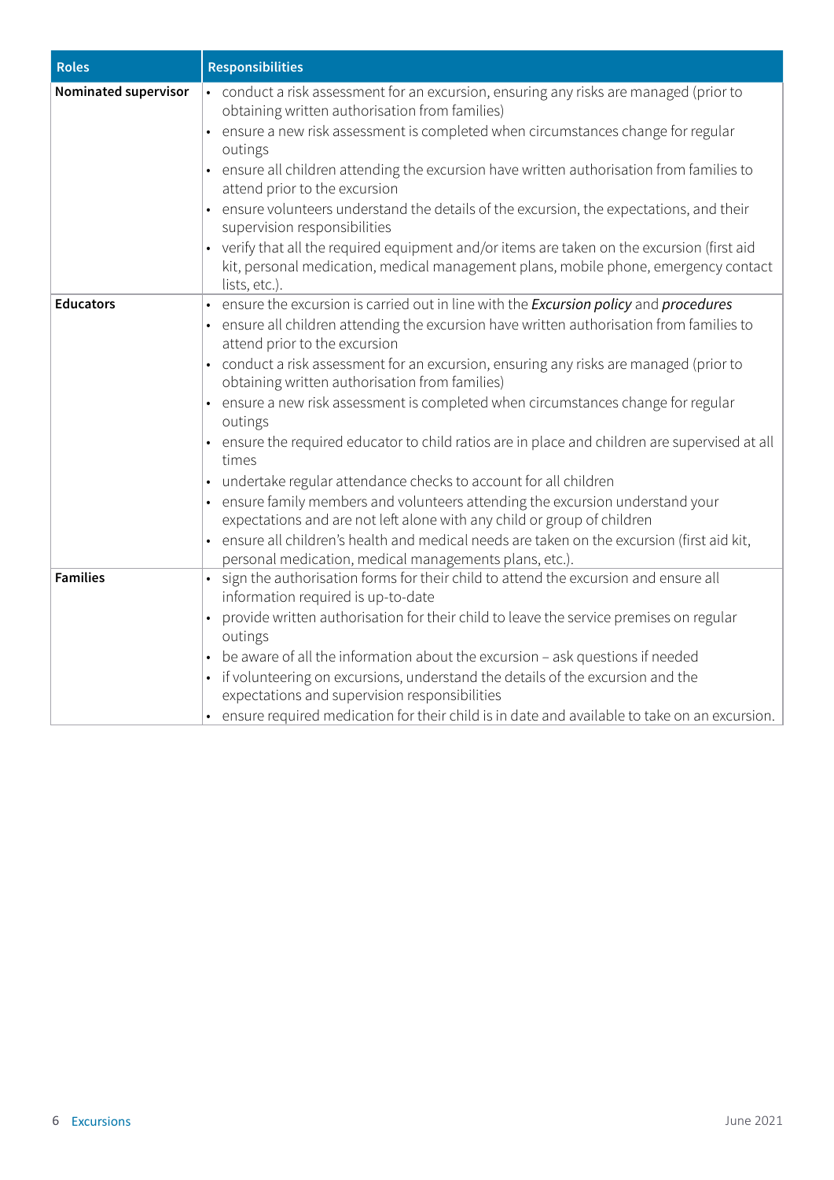| Roles | Responsibilities |
|---|---|
| **Nominated supervisor** | • conduct a risk assessment for an excursion, ensuring any risks are managed (prior to obtaining written authorisation from families)<br>• ensure a new risk assessment is completed when circumstances change for regular outings<br>• ensure all children attending the excursion have written authorisation from families to attend prior to the excursion<br>• ensure volunteers understand the details of the excursion, the expectations, and their supervision responsibilities<br>• verify that all the required equipment and/or items are taken on the excursion (first aid kit, personal medication, medical management plans, mobile phone, emergency contact lists, etc.). |
| **Educators** | • ensure the excursion is carried out in line with the ***Excursion policy*** and ***procedures***<br>• ensure all children attending the excursion have written authorisation from families to attend prior to the excursion<br>• conduct a risk assessment for an excursion, ensuring any risks are managed (prior to obtaining written authorisation from families)<br>• ensure a new risk assessment is completed when circumstances change for regular outings<br>• ensure the required educator to child ratios are in place and children are supervised at all times<br>• undertake regular attendance checks to account for all children<br>• ensure family members and volunteers attending the excursion understand your expectations and are not left alone with any child or group of children<br>• ensure all children's health and medical needs are taken on the excursion (first aid kit, personal medication, medical managements plans, etc.). |
| **Families** | • sign the authorisation forms for their child to attend the excursion and ensure all information required is up-to-date<br>• provide written authorisation for their child to leave the service premises on regular outings<br>• be aware of all the information about the excursion – ask questions if needed<br>• if volunteering on excursions, understand the details of the excursion and the expectations and supervision responsibilities<br>• ensure required medication for their child is in date and available to take on an excursion. |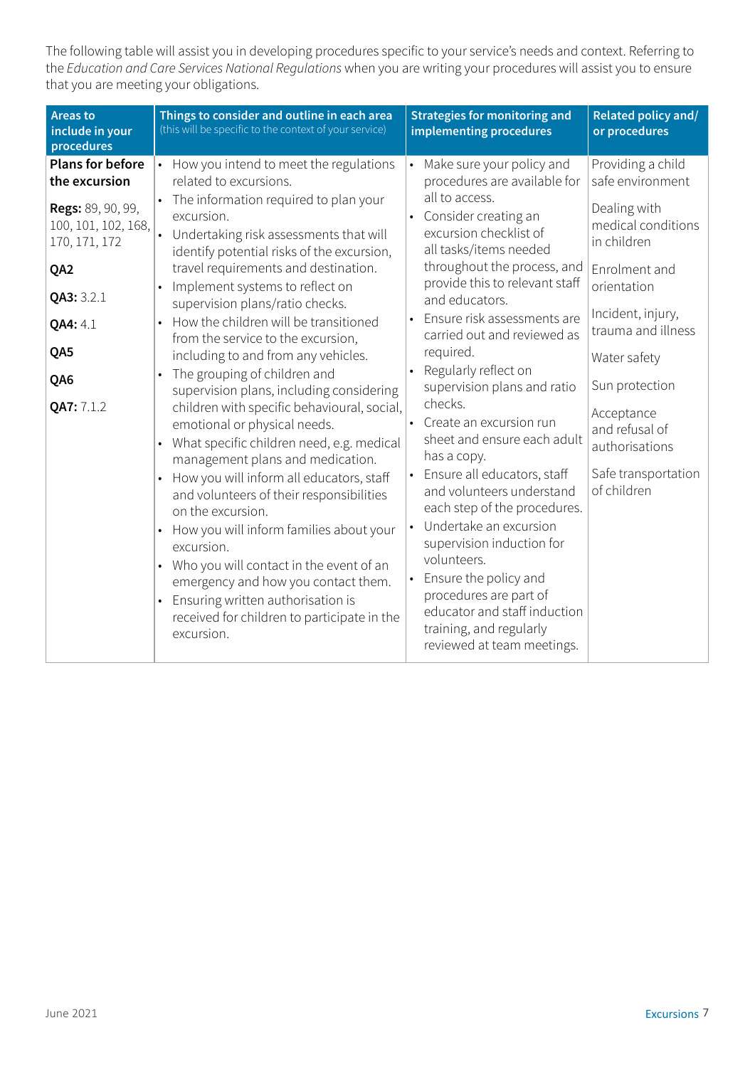The following table will assist you in developing procedures specific to your service's needs and context. Referring to the *Education and Care Services National Regulations* when you are writing your procedures will assist you to ensure that you are meeting your obligations.

| Areas to include in your procedures | Things to consider and outline in each area (this will be specific to the context of your service) | Strategies for monitoring and implementing procedures | Related policy and/or procedures |
|---|---|---|---|
| **Plans for before the excursion**<br><br>**Regs:** 89, 90, 99, 100, 101, 102, 168, 170, 171, 172<br><br>**QA2**<br><br>**QA3:** 3.2.1<br><br>**QA4:** 4.1<br><br>**QA5**<br><br>**QA6**<br><br>**QA7:** 7.1.2 | • How you intend to meet the regulations related to excursions.<br>• The information required to plan your excursion.<br>• Undertaking risk assessments that will identify potential risks of the excursion, travel requirements and destination.<br>• Implement systems to reflect on supervision plans/ratio checks.<br>• How the children will be transitioned from the service to the excursion, including to and from any vehicles.<br>• The grouping of children and supervision plans, including considering children with specific behavioural, social, emotional or physical needs.<br>• What specific children need, e.g. medical management plans and medication.<br>• How you will inform all educators, staff and volunteers of their responsibilities on the excursion.<br>• How you will inform families about your excursion.<br>• Who you will contact in the event of an emergency and how you contact them.<br>• Ensuring written authorisation is received for children to participate in the excursion. | • Make sure your policy and procedures are available for all to access.<br>• Consider creating an excursion checklist of all tasks/items needed throughout the process, and provide this to relevant staff and educators.<br>• Ensure risk assessments are carried out and reviewed as required.<br>• Regularly reflect on supervision plans and ratio checks.<br>• Create an excursion run sheet and ensure each adult has a copy.<br>• Ensure all educators, staff and volunteers understand each step of the procedures.<br>• Undertake an excursion supervision induction for volunteers.<br>• Ensure the policy and procedures are part of educator and staff induction training, and regularly reviewed at team meetings. | Providing a child safe environment<br><br>Dealing with medical conditions in children<br><br>Enrolment and orientation<br><br>Incident, injury, trauma and illness<br><br>Water safety<br><br>Sun protection<br><br>Acceptance and refusal of authorisations<br><br>Safe transportation of children |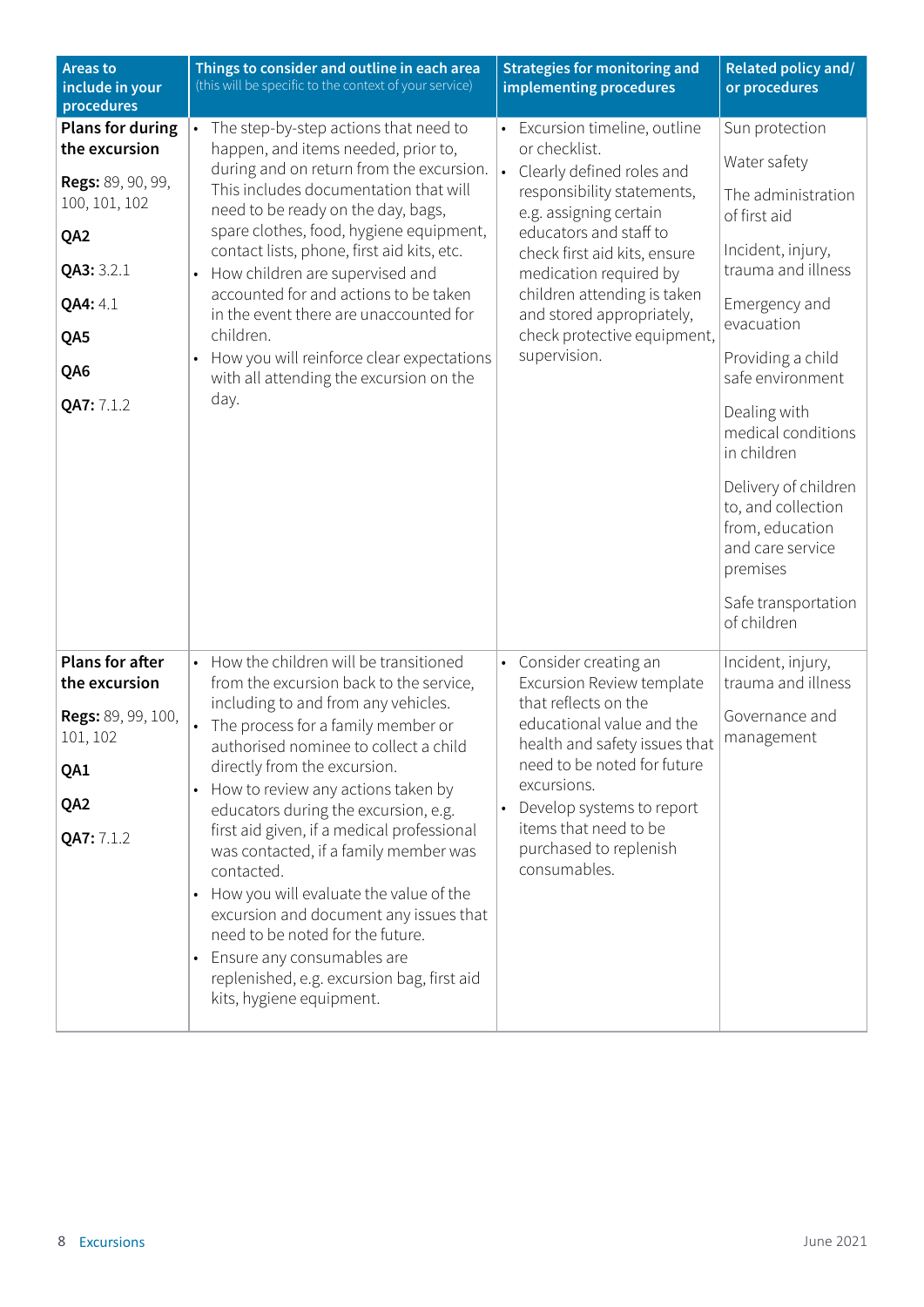| Areas to include in your procedures | Things to consider and outline in each area (this will be specific to the context of your service) | Strategies for monitoring and implementing procedures | Related policy and/or procedures |
|---|---|---|---|
| **Plans for during the excursion**<br><br>**Regs:** 89, 90, 99, 100, 101, 102<br><br>**QA2**<br><br>**QA3:** 3.2.1<br><br>**QA4:** 4.1<br><br>**QA5**<br><br>**QA6**<br><br>**QA7:** 7.1.2 | • The step-by-step actions that need to happen, and items needed, prior to, during and on return from the excursion. This includes documentation that will need to be ready on the day, bags, spare clothes, food, hygiene equipment, contact lists, phone, first aid kits, etc.<br>• How children are supervised and accounted for and actions to be taken in the event there are unaccounted for children.<br>• How you will reinforce clear expectations with all attending the excursion on the day. | • Excursion timeline, outline or checklist.<br>• Clearly defined roles and responsibility statements, e.g. assigning certain educators and staff to check first aid kits, ensure medication required by children attending is taken and stored appropriately, check protective equipment, supervision. | Sun protection<br><br>Water safety<br><br>The administration of first aid<br><br>Incident, injury, trauma and illness<br><br>Emergency and evacuation<br><br>Providing a child safe environment<br><br>Dealing with medical conditions in children<br><br>Delivery of children to, and collection from, education and care service premises<br><br>Safe transportation of children |
| **Plans for after the excursion**<br><br>**Regs:** 89, 99, 100, 101, 102<br><br>**QA1**<br><br>**QA2**<br><br>**QA7:** 7.1.2 | • How the children will be transitioned from the excursion back to the service, including to and from any vehicles.<br>• The process for a family member or authorised nominee to collect a child directly from the excursion.<br>• How to review any actions taken by educators during the excursion, e.g. first aid given, if a medical professional was contacted, if a family member was contacted.<br>• How you will evaluate the value of the excursion and document any issues that need to be noted for the future.<br>• Ensure any consumables are replenished, e.g. excursion bag, first aid kits, hygiene equipment. | • Consider creating an Excursion Review template that reflects on the educational value and the health and safety issues that need to be noted for future excursions.<br>• Develop systems to report items that need to be purchased to replenish consumables. | Incident, injury, trauma and illness<br><br>Governance and management |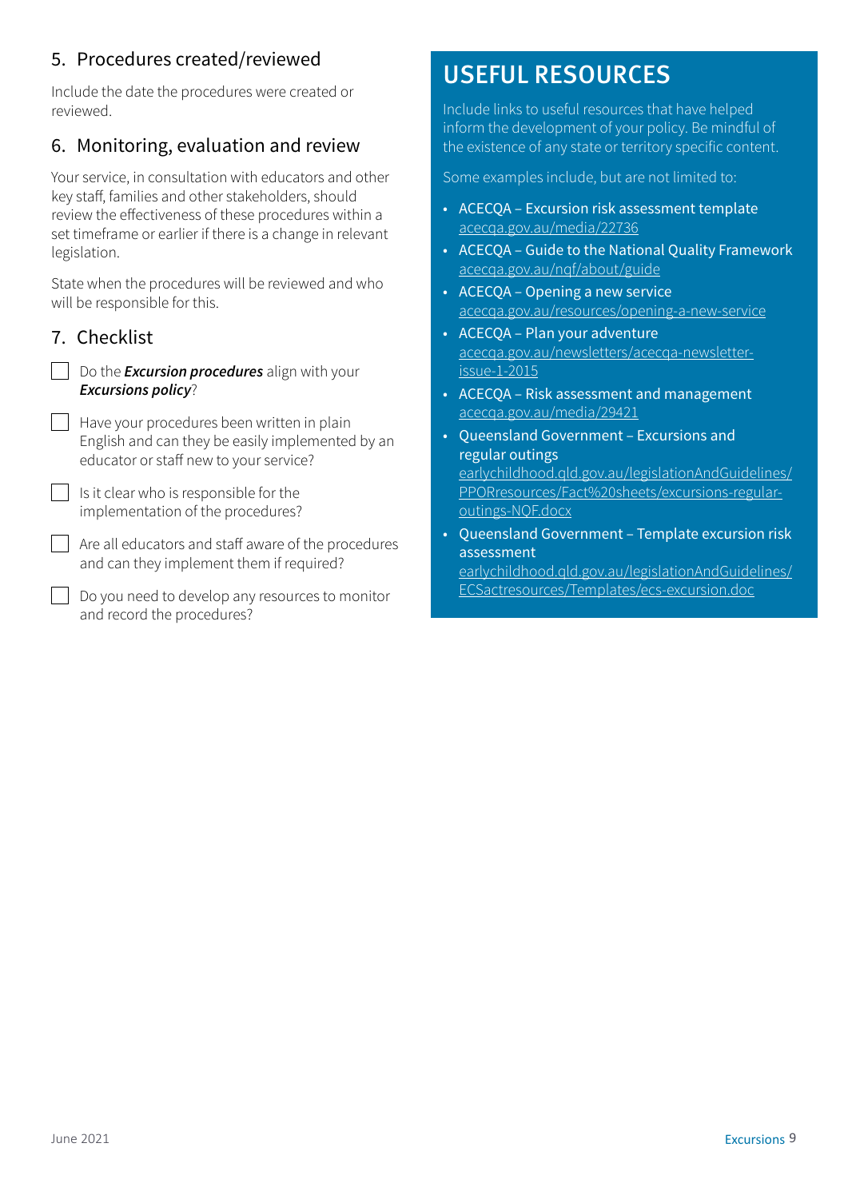## 5. Procedures created/reviewed

Include the date the procedures were created or reviewed.

## 6. Monitoring, evaluation and review

Your service, in consultation with educators and other key staff, families and other stakeholders, should review the effectiveness of these procedures within a set timeframe or earlier if there is a change in relevant legislation.

State when the procedures will be reviewed and who will be responsible for this.

## 7. Checklist

- [ ] Do the ***Excursion procedures*** align with your ***Excursions policy***?
- [ ] Have your procedures been written in plain English and can they be easily implemented by an educator or staff new to your service?
- [ ] Is it clear who is responsible for the implementation of the procedures?
- [ ] Are all educators and staff aware of the procedures and can they implement them if required?
- [ ] Do you need to develop any resources to monitor and record the procedures?

## USEFUL RESOURCES

Include links to useful resources that have helped inform the development of your policy. Be mindful of the existence of any state or territory specific content.

Some examples include, but are not limited to:

- ACECQA – Excursion risk assessment template
  acecqa.gov.au/media/22736
- ACECQA – Guide to the National Quality Framework
  acecqa.gov.au/nqf/about/guide
- ACECQA – Opening a new service
  acecqa.gov.au/resources/opening-a-new-service
- ACECQA – Plan your adventure
  acecqa.gov.au/newsletters/acecqa-newsletter-issue-1-2015
- ACECQA – Risk assessment and management
  acecqa.gov.au/media/29421
- Queensland Government – Excursions and regular outings
  earlychildhood.qld.gov.au/legislationAndGuidelines/PPORresources/Fact%20sheets/excursions-regular-outings-NQF.docx
- Queensland Government – Template excursion risk assessment
  earlychildhood.qld.gov.au/legislationAndGuidelines/ECSactresources/Templates/ecs-excursion.doc

June 2021